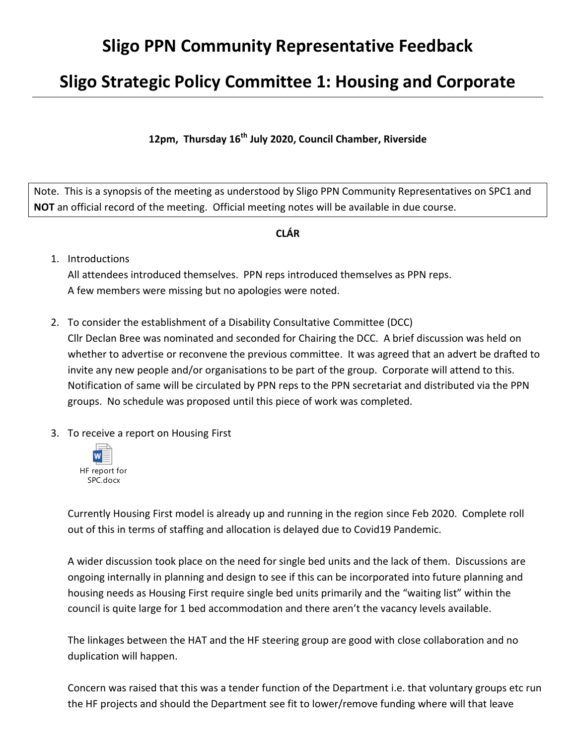# Sligo PPN Community Representative Feedback

# Sligo Strategic Policy Committee 1: Housing and Corporate

**12pm, Thursday 16th July 2020, Council Chamber, Riverside**

Note. This is a synopsis of the meeting as understood by Sligo PPN Community Representatives on SPC1 and **NOT** an official record of the meeting. Official meeting notes will be available in due course.

**CLÁR**

1. Introductions
   All attendees introduced themselves. PPN reps introduced themselves as PPN reps.
   A few members were missing but no apologies were noted.

2. To consider the establishment of a Disability Consultative Committee (DCC)
   Cllr Declan Bree was nominated and seconded for Chairing the DCC. A brief discussion was held on whether to advertise or reconvene the previous committee. It was agreed that an advert be drafted to invite any new people and/or organisations to be part of the group. Corporate will attend to this. Notification of same will be circulated by PPN reps to the PPN secretariat and distributed via the PPN groups. No schedule was proposed until this piece of work was completed.

3. To receive a report on Housing First

   HF report for SPC.docx

   Currently Housing First model is already up and running in the region since Feb 2020. Complete roll out of this in terms of staffing and allocation is delayed due to Covid19 Pandemic.

   A wider discussion took place on the need for single bed units and the lack of them. Discussions are ongoing internally in planning and design to see if this can be incorporated into future planning and housing needs as Housing First require single bed units primarily and the "waiting list" within the council is quite large for 1 bed accommodation and there aren't the vacancy levels available.

   The linkages between the HAT and the HF steering group are good with close collaboration and no duplication will happen.

   Concern was raised that this was a tender function of the Department i.e. that voluntary groups etc run the HF projects and should the Department see fit to lower/remove funding where will that leave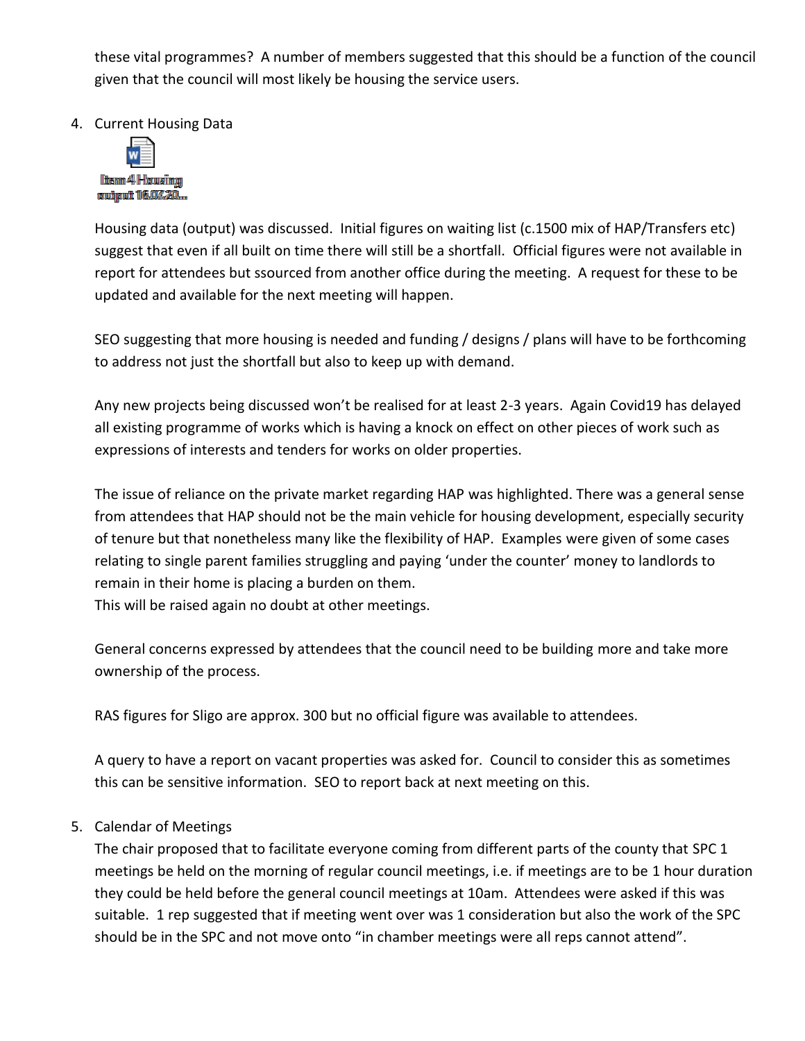these vital programmes? A number of members suggested that this should be a function of the council given that the council will most likely be housing the service users.

4. Current Housing Data

   Item 4 Housing output 16.07.20...

   Housing data (output) was discussed. Initial figures on waiting list (c.1500 mix of HAP/Transfers etc) suggest that even if all built on time there will still be a shortfall. Official figures were not available in report for attendees but ssourced from another office during the meeting. A request for these to be updated and available for the next meeting will happen.

   SEO suggesting that more housing is needed and funding / designs / plans will have to be forthcoming to address not just the shortfall but also to keep up with demand.

   Any new projects being discussed won't be realised for at least 2-3 years. Again Covid19 has delayed all existing programme of works which is having a knock on effect on other pieces of work such as expressions of interests and tenders for works on older properties.

   The issue of reliance on the private market regarding HAP was highlighted. There was a general sense from attendees that HAP should not be the main vehicle for housing development, especially security of tenure but that nonetheless many like the flexibility of HAP. Examples were given of some cases relating to single parent families struggling and paying 'under the counter' money to landlords to remain in their home is placing a burden on them.
   This will be raised again no doubt at other meetings.

   General concerns expressed by attendees that the council need to be building more and take more ownership of the process.

   RAS figures for Sligo are approx. 300 but no official figure was available to attendees.

   A query to have a report on vacant properties was asked for. Council to consider this as sometimes this can be sensitive information. SEO to report back at next meeting on this.

5. Calendar of Meetings
   The chair proposed that to facilitate everyone coming from different parts of the county that SPC 1 meetings be held on the morning of regular council meetings, i.e. if meetings are to be 1 hour duration they could be held before the general council meetings at 10am. Attendees were asked if this was suitable. 1 rep suggested that if meeting went over was 1 consideration but also the work of the SPC should be in the SPC and not move onto "in chamber meetings were all reps cannot attend".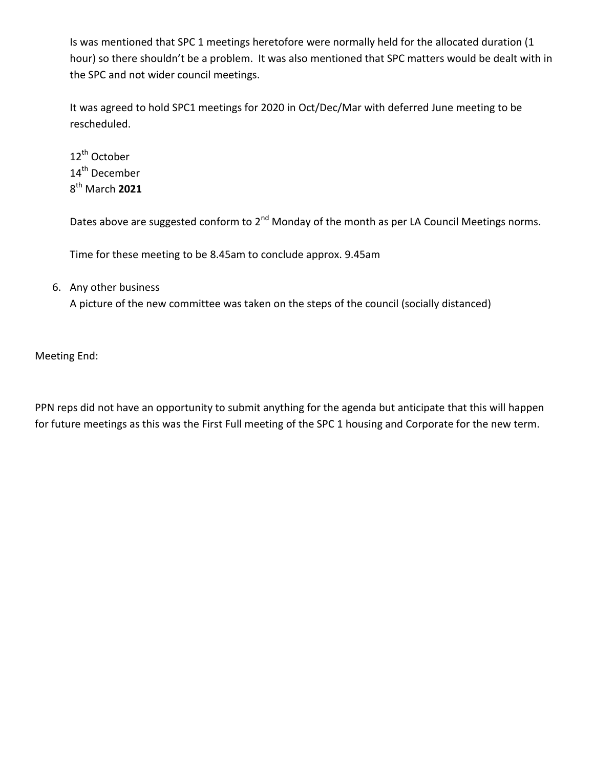Is was mentioned that SPC 1 meetings heretofore were normally held for the allocated duration (1 hour) so there shouldn't be a problem. It was also mentioned that SPC matters would be dealt with in the SPC and not wider council meetings.

It was agreed to hold SPC1 meetings for 2020 in Oct/Dec/Mar with deferred June meeting to be rescheduled.

12th October
14th December
8th March **2021**

Dates above are suggested conform to 2nd Monday of the month as per LA Council Meetings norms.

Time for these meeting to be 8.45am to conclude approx. 9.45am

6. Any other business
   A picture of the new committee was taken on the steps of the council (socially distanced)

Meeting End:

PPN reps did not have an opportunity to submit anything for the agenda but anticipate that this will happen for future meetings as this was the First Full meeting of the SPC 1 housing and Corporate for the new term.